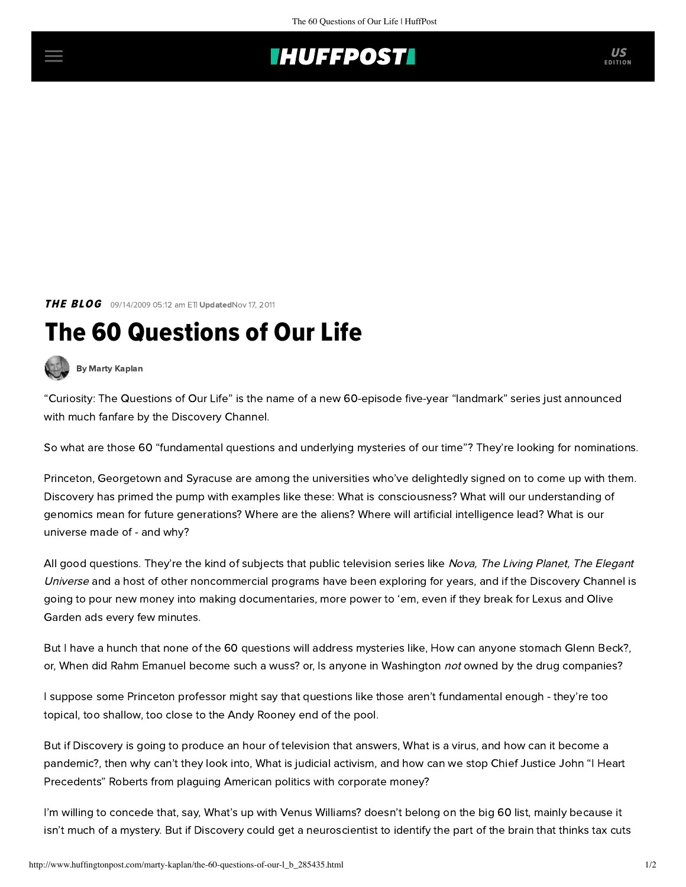**THE BLOG** 09/14/2009 05:12 am ET | **Updated** Nov 17, 2011

# The 60 Questions of Our Life

**By Marty Kaplan**

"Curiosity: The Questions of Our Life" is the name of a new 60-episode five-year "landmark" series just announced with much fanfare by the Discovery Channel.

So what are those 60 "fundamental questions and underlying mysteries of our time"? They're looking for nominations.

Princeton, Georgetown and Syracuse are among the universities who've delightedly signed on to come up with them. Discovery has primed the pump with examples like these: What is consciousness? What will our understanding of genomics mean for future generations? Where are the aliens? Where will artificial intelligence lead? What is our universe made of - and why?

All good questions. They're the kind of subjects that public television series like *Nova, The Living Planet, The Elegant Universe* and a host of other noncommercial programs have been exploring for years, and if the Discovery Channel is going to pour new money into making documentaries, more power to 'em, even if they break for Lexus and Olive Garden ads every few minutes.

But I have a hunch that none of the 60 questions will address mysteries like, How can anyone stomach Glenn Beck?, or, When did Rahm Emanuel become such a wuss? or, Is anyone in Washington *not* owned by the drug companies?

I suppose some Princeton professor might say that questions like those aren't fundamental enough - they're too topical, too shallow, too close to the Andy Rooney end of the pool.

But if Discovery is going to produce an hour of television that answers, What is a virus, and how can it become a pandemic?, then why can't they look into, What is judicial activism, and how can we stop Chief Justice John "I Heart Precedents" Roberts from plaguing American politics with corporate money?

I'm willing to concede that, say, What's up with Venus Williams? doesn't belong on the big 60 list, mainly because it isn't much of a mystery. But if Discovery could get a neuroscientist to identify the part of the brain that thinks tax cuts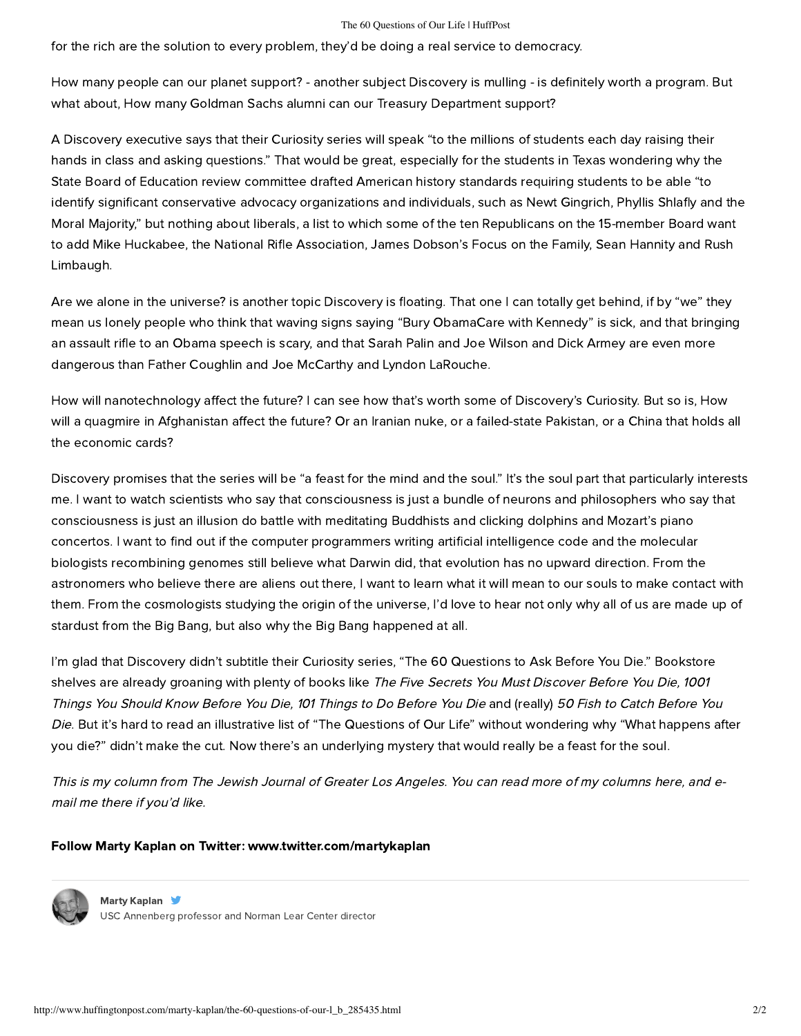for the rich are the solution to every problem, they'd be doing a real service to democracy.

How many people can our planet support? - another subject Discovery is mulling - is definitely worth a program. But what about, How many Goldman Sachs alumni can our Treasury Department support?

A Discovery executive says that their Curiosity series will speak "to the millions of students each day raising their hands in class and asking questions." That would be great, especially for the students in Texas wondering why the State Board of Education review committee drafted American history standards requiring students to be able "to identify significant conservative advocacy organizations and individuals, such as Newt Gingrich, Phyllis Shlafly and the Moral Majority," but nothing about liberals, a list to which some of the ten Republicans on the 15-member Board want to add Mike Huckabee, the National Rifle Association, James Dobson's Focus on the Family, Sean Hannity and Rush Limbaugh.

Are we alone in the universe? is another topic Discovery is floating. That one I can totally get behind, if by "we" they mean us lonely people who think that waving signs saying "Bury ObamaCare with Kennedy" is sick, and that bringing an assault rifle to an Obama speech is scary, and that Sarah Palin and Joe Wilson and Dick Armey are even more dangerous than Father Coughlin and Joe McCarthy and Lyndon LaRouche.

How will nanotechnology affect the future? I can see how that's worth some of Discovery's Curiosity. But so is, How will a quagmire in Afghanistan affect the future? Or an Iranian nuke, or a failed-state Pakistan, or a China that holds all the economic cards?

Discovery promises that the series will be "a feast for the mind and the soul." It's the soul part that particularly interests me. I want to watch scientists who say that consciousness is just a bundle of neurons and philosophers who say that consciousness is just an illusion do battle with meditating Buddhists and clicking dolphins and Mozart's piano concertos. I want to find out if the computer programmers writing artificial intelligence code and the molecular biologists recombining genomes still believe what Darwin did, that evolution has no upward direction. From the astronomers who believe there are aliens out there, I want to learn what it will mean to our souls to make contact with them. From the cosmologists studying the origin of the universe, I'd love to hear not only why all of us are made up of stardust from the Big Bang, but also why the Big Bang happened at all.

I'm glad that Discovery didn't subtitle their Curiosity series, "The 60 Questions to Ask Before You Die." Bookstore shelves are already groaning with plenty of books like *The Five Secrets You Must Discover Before You Die, 1001 Things You Should Know Before You Die, 101 Things to Do Before You Die* and (really) *50 Fish to Catch Before You Die*. But it's hard to read an illustrative list of "The Questions of Our Life" without wondering why "What happens after you die?" didn't make the cut. Now there's an underlying mystery that would really be a feast for the soul.

*This is my column from The Jewish Journal of Greater Los Angeles. You can read more of my columns here, and e-mail me there if you'd like.*

**Follow Marty Kaplan on Twitter: www.twitter.com/martykaplan**

---

**Marty Kaplan**
USC Annenberg professor and Norman Lear Center director